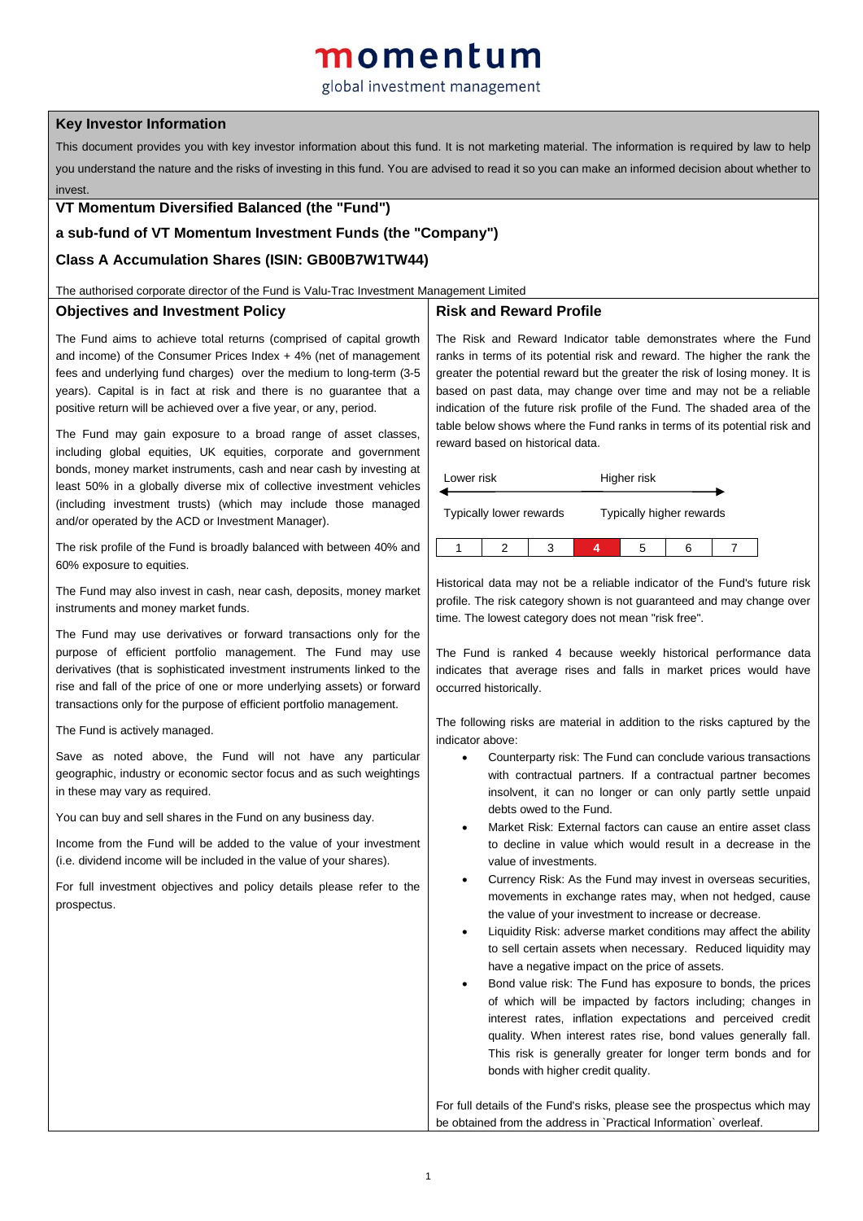# momentum

global investment management

## Key Investor Information

This document provides you with key investor information about this fund. It is not marketing material. The information is required by law to help you understand the nature and the risks of investing in this fund. You are advised to read it so you can make an informed decision about whether to invest.

**VT Momentum Diversified Balanced (the "Fund")**

**a sub-fund of VT Momentum Investment Funds (the "Company")**

**Class A Accumulation Shares (ISIN: GB00B7W1TW44)**

The authorised corporate director of the Fund is Valu-Trac Investment Management Limited

## Objectives and Investment Policy

The Fund aims to achieve total returns (comprised of capital growth and income) of the Consumer Prices Index + 4% (net of management fees and underlying fund charges) over the medium to long-term (3-5 years). Capital is in fact at risk and there is no guarantee that a positive return will be achieved over a five year, or any, period.

The Fund may gain exposure to a broad range of asset classes, including global equities, UK equities, corporate and government bonds, money market instruments, cash and near cash by investing at least 50% in a globally diverse mix of collective investment vehicles (including investment trusts) (which may include those managed and/or operated by the ACD or Investment Manager).

The risk profile of the Fund is broadly balanced with between 40% and 60% exposure to equities.

The Fund may also invest in cash, near cash, deposits, money market instruments and money market funds.

The Fund may use derivatives or forward transactions only for the purpose of efficient portfolio management. The Fund may use derivatives (that is sophisticated investment instruments linked to the rise and fall of the price of one or more underlying assets) or forward transactions only for the purpose of efficient portfolio management.

The Fund is actively managed.

Save as noted above, the Fund will not have any particular geographic, industry or economic sector focus and as such weightings in these may vary as required.

You can buy and sell shares in the Fund on any business day.

Income from the Fund will be added to the value of your investment (i.e. dividend income will be included in the value of your shares).

For full investment objectives and policy details please refer to the prospectus.

## Risk and Reward Profile

The Risk and Reward Indicator table demonstrates where the Fund ranks in terms of its potential risk and reward. The higher the rank the greater the potential reward but the greater the risk of losing money. It is based on past data, may change over time and may not be a reliable indication of the future risk profile of the Fund. The shaded area of the table below shows where the Fund ranks in terms of its potential risk and reward based on historical data.

Lower risk — Higher risk

Typically lower rewards — Typically higher rewards

| | | | | | | |
|---|---|---|---|---|---|---|
| 1 | 2 | 3 | **4** | 5 | 6 | 7 |

Historical data may not be a reliable indicator of the Fund's future risk profile. The risk category shown is not guaranteed and may change over time. The lowest category does not mean "risk free".

The Fund is ranked 4 because weekly historical performance data indicates that average rises and falls in market prices would have occurred historically.

The following risks are material in addition to the risks captured by the indicator above:

- Counterparty risk: The Fund can conclude various transactions with contractual partners. If a contractual partner becomes insolvent, it can no longer or can only partly settle unpaid debts owed to the Fund.
- Market Risk: External factors can cause an entire asset class to decline in value which would result in a decrease in the value of investments.
- Currency Risk: As the Fund may invest in overseas securities, movements in exchange rates may, when not hedged, cause the value of your investment to increase or decrease.
- Liquidity Risk: adverse market conditions may affect the ability to sell certain assets when necessary. Reduced liquidity may have a negative impact on the price of assets.
- Bond value risk: The Fund has exposure to bonds, the prices of which will be impacted by factors including; changes in interest rates, inflation expectations and perceived credit quality. When interest rates rise, bond values generally fall. This risk is generally greater for longer term bonds and for bonds with higher credit quality.

For full details of the Fund's risks, please see the prospectus which may be obtained from the address in `Practical Information` overleaf.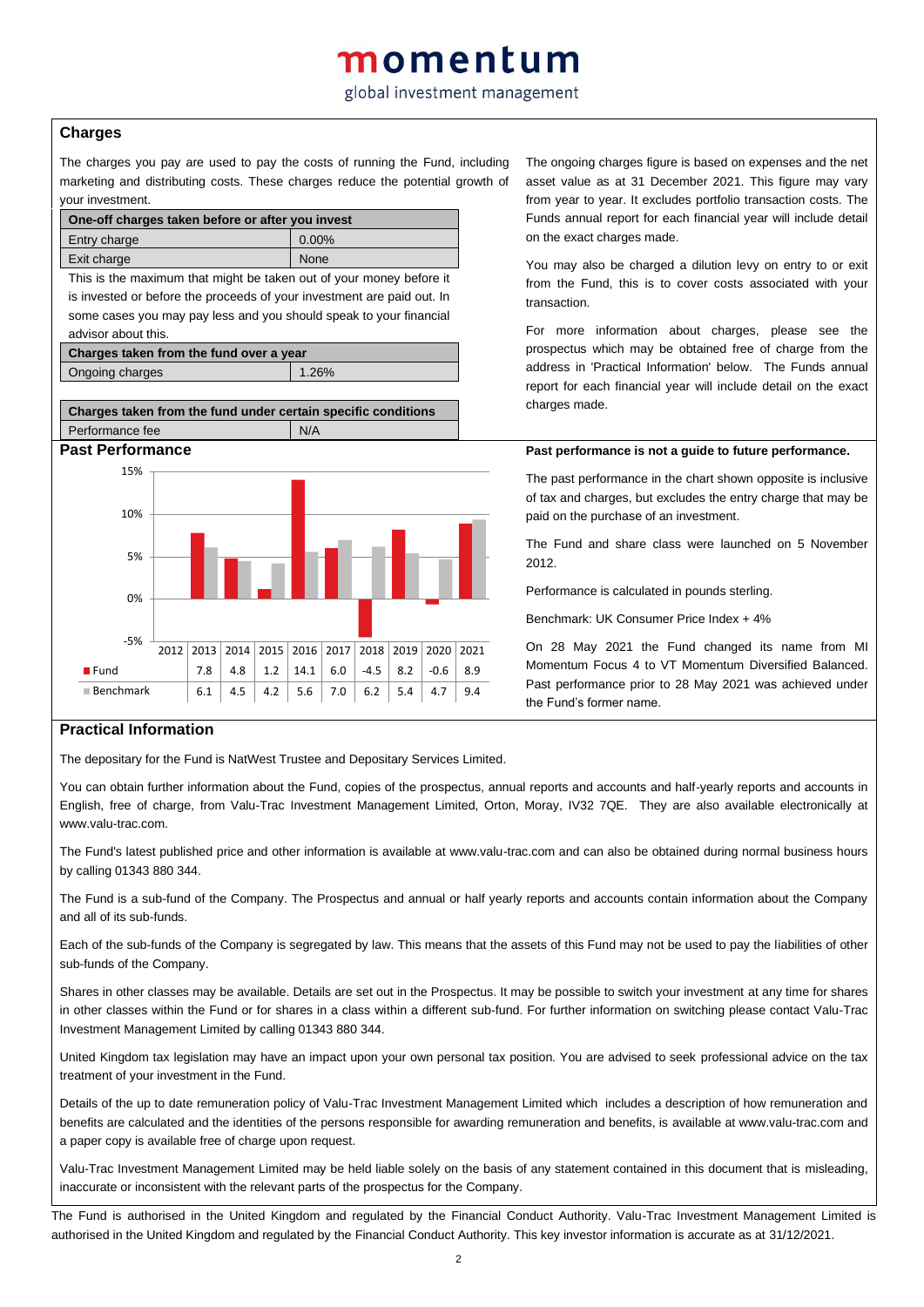momentum
global investment management

## Charges

The charges you pay are used to pay the costs of running the Fund, including marketing and distributing costs. These charges reduce the potential growth of your investment.

| One-off charges taken before or after you invest | |
|---|---|
| Entry charge | 0.00% |
| Exit charge | None |

This is the maximum that might be taken out of your money before it is invested or before the proceeds of your investment are paid out. In some cases you may pay less and you should speak to your financial advisor about this.

| Charges taken from the fund over a year | |
|---|---|
| Ongoing charges | 1.26% |

| Charges taken from the fund under certain specific conditions | |
|---|---|
| Performance fee | N/A |

The ongoing charges figure is based on expenses and the net asset value as at 31 December 2021. This figure may vary from year to year. It excludes portfolio transaction costs. The Funds annual report for each financial year will include detail on the exact charges made.

You may also be charged a dilution levy on entry to or exit from the Fund, this is to cover costs associated with your transaction.

For more information about charges, please see the prospectus which may be obtained free of charge from the address in 'Practical Information' below. The Funds annual report for each financial year will include detail on the exact charges made.

## Past Performance

15%
10%
5%
0%
-5%

2012 2013 2014 2015 2016 2017 2018 2019 2020 2021
Fund 7.8 4.8 1.2 14.1 6.0 -4.5 8.2 -0.6 8.9
Benchmark 6.1 4.5 4.2 5.6 7.0 6.2 5.4 4.7 9.4

**Past performance is not a guide to future performance.**

The past performance in the chart shown opposite is inclusive of tax and charges, but excludes the entry charge that may be paid on the purchase of an investment.

The Fund and share class were launched on 5 November 2012.

Performance is calculated in pounds sterling.

Benchmark: UK Consumer Price Index + 4%

On 28 May 2021 the Fund changed its name from MI Momentum Focus 4 to VT Momentum Diversified Balanced. Past performance prior to 28 May 2021 was achieved under the Fund's former name.

## Practical Information

The depositary for the Fund is NatWest Trustee and Depositary Services Limited.

You can obtain further information about the Fund, copies of the prospectus, annual reports and accounts and half-yearly reports and accounts in English, free of charge, from Valu-Trac Investment Management Limited, Orton, Moray, IV32 7QE. They are also available electronically at www.valu-trac.com.

The Fund's latest published price and other information is available at www.valu-trac.com and can also be obtained during normal business hours by calling 01343 880 344.

The Fund is a sub-fund of the Company. The Prospectus and annual or half yearly reports and accounts contain information about the Company and all of its sub-funds.

Each of the sub-funds of the Company is segregated by law. This means that the assets of this Fund may not be used to pay the liabilities of other sub-funds of the Company.

Shares in other classes may be available. Details are set out in the Prospectus. It may be possible to switch your investment at any time for shares in other classes within the Fund or for shares in a class within a different sub-fund. For further information on switching please contact Valu-Trac Investment Management Limited by calling 01343 880 344.

United Kingdom tax legislation may have an impact upon your own personal tax position. You are advised to seek professional advice on the tax treatment of your investment in the Fund.

Details of the up to date remuneration policy of Valu-Trac Investment Management Limited which includes a description of how remuneration and benefits are calculated and the identities of the persons responsible for awarding remuneration and benefits, is available at www.valu-trac.com and a paper copy is available free of charge upon request.

Valu-Trac Investment Management Limited may be held liable solely on the basis of any statement contained in this document that is misleading, inaccurate or inconsistent with the relevant parts of the prospectus for the Company.

The Fund is authorised in the United Kingdom and regulated by the Financial Conduct Authority. Valu-Trac Investment Management Limited is authorised in the United Kingdom and regulated by the Financial Conduct Authority. This key investor information is accurate as at 31/12/2021.